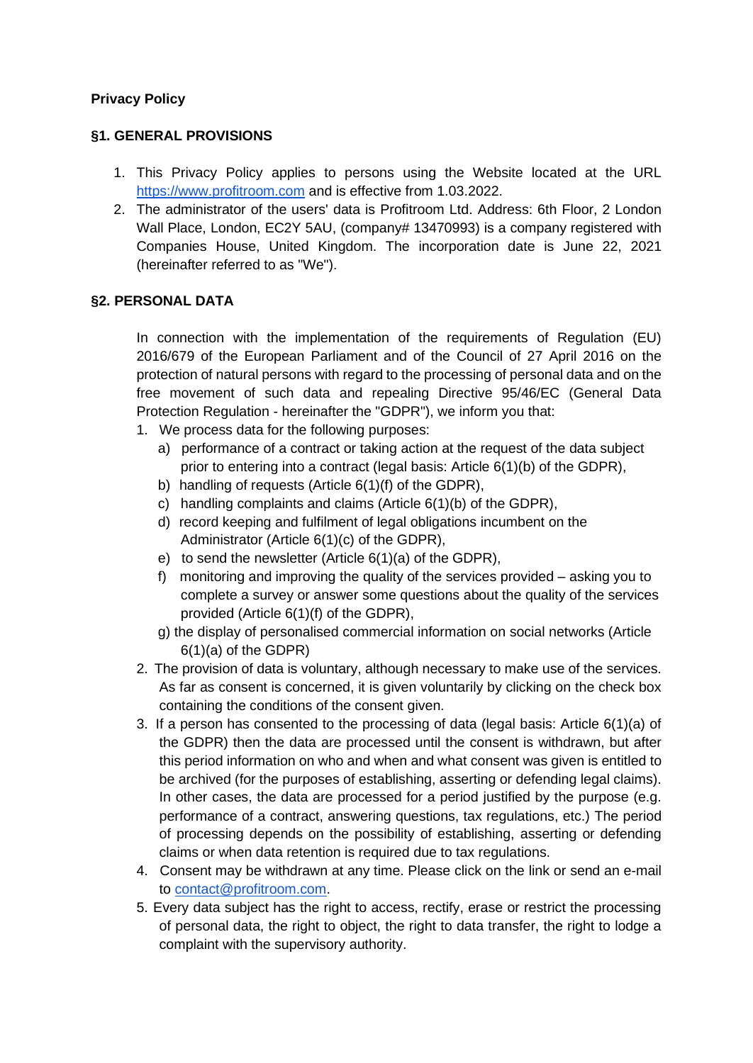**Privacy Policy**

**§1. GENERAL PROVISIONS**

1. This Privacy Policy applies to persons using the Website located at the URL https://www.profitroom.com and is effective from 1.03.2022.
2. The administrator of the users' data is Profitroom Ltd. Address: 6th Floor, 2 London Wall Place, London, EC2Y 5AU, (company# 13470993) is a company registered with Companies House, United Kingdom. The incorporation date is June 22, 2021 (hereinafter referred to as "We").

**§2. PERSONAL DATA**

In connection with the implementation of the requirements of Regulation (EU) 2016/679 of the European Parliament and of the Council of 27 April 2016 on the protection of natural persons with regard to the processing of personal data and on the free movement of such data and repealing Directive 95/46/EC (General Data Protection Regulation - hereinafter the "GDPR"), we inform you that:

1. We process data for the following purposes:
   a) performance of a contract or taking action at the request of the data subject prior to entering into a contract (legal basis: Article 6(1)(b) of the GDPR),
   b) handling of requests (Article 6(1)(f) of the GDPR),
   c) handling complaints and claims (Article 6(1)(b) of the GDPR),
   d) record keeping and fulfilment of legal obligations incumbent on the Administrator (Article 6(1)(c) of the GDPR),
   e) to send the newsletter (Article 6(1)(a) of the GDPR),
   f) monitoring and improving the quality of the services provided – asking you to complete a survey or answer some questions about the quality of the services provided (Article 6(1)(f) of the GDPR),
   g) the display of personalised commercial information on social networks (Article 6(1)(a) of the GDPR)
2. The provision of data is voluntary, although necessary to make use of the services. As far as consent is concerned, it is given voluntarily by clicking on the check box containing the conditions of the consent given.
3. If a person has consented to the processing of data (legal basis: Article 6(1)(a) of the GDPR) then the data are processed until the consent is withdrawn, but after this period information on who and when and what consent was given is entitled to be archived (for the purposes of establishing, asserting or defending legal claims). In other cases, the data are processed for a period justified by the purpose (e.g. performance of a contract, answering questions, tax regulations, etc.) The period of processing depends on the possibility of establishing, asserting or defending claims or when data retention is required due to tax regulations.
4. Consent may be withdrawn at any time. Please click on the link or send an e-mail to contact@profitroom.com.
5. Every data subject has the right to access, rectify, erase or restrict the processing of personal data, the right to object, the right to data transfer, the right to lodge a complaint with the supervisory authority.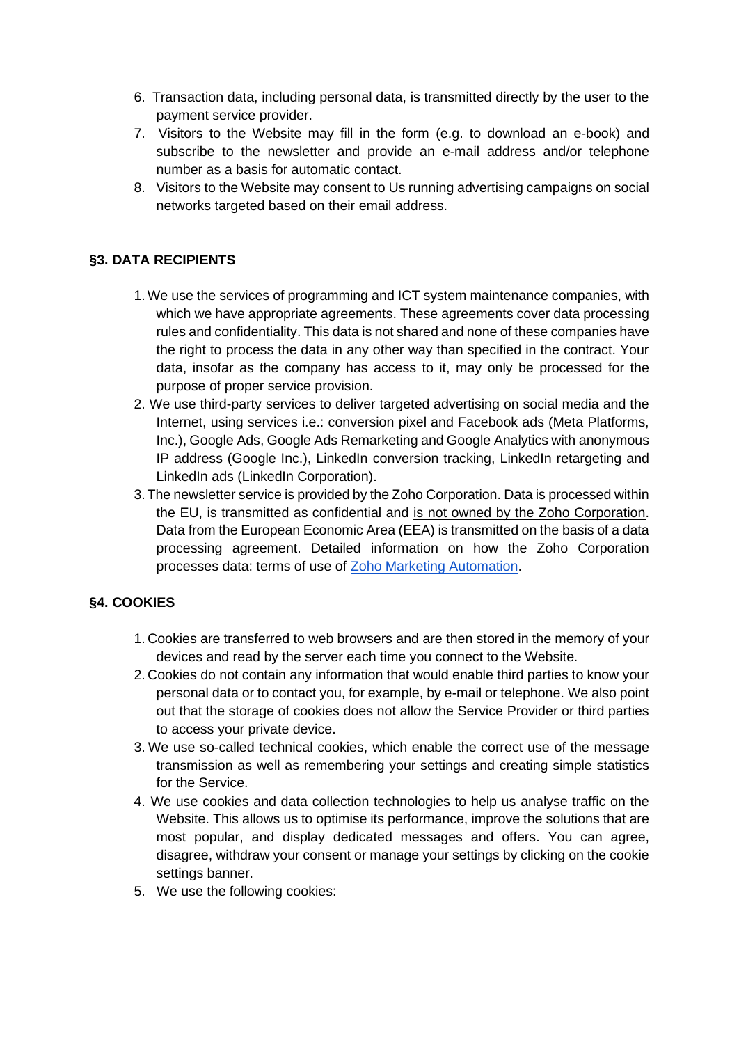6. Transaction data, including personal data, is transmitted directly by the user to the payment service provider.
7. Visitors to the Website may fill in the form (e.g. to download an e-book) and subscribe to the newsletter and provide an e-mail address and/or telephone number as a basis for automatic contact.
8. Visitors to the Website may consent to Us running advertising campaigns on social networks targeted based on their email address.

### §3. DATA RECIPIENTS

1. We use the services of programming and ICT system maintenance companies, with which we have appropriate agreements. These agreements cover data processing rules and confidentiality. This data is not shared and none of these companies have the right to process the data in any other way than specified in the contract. Your data, insofar as the company has access to it, may only be processed for the purpose of proper service provision.
2. We use third-party services to deliver targeted advertising on social media and the Internet, using services i.e.: conversion pixel and Facebook ads (Meta Platforms, Inc.), Google Ads, Google Ads Remarketing and Google Analytics with anonymous IP address (Google Inc.), LinkedIn conversion tracking, LinkedIn retargeting and LinkedIn ads (LinkedIn Corporation).
3. The newsletter service is provided by the Zoho Corporation. Data is processed within the EU, is transmitted as confidential and is not owned by the Zoho Corporation. Data from the European Economic Area (EEA) is transmitted on the basis of a data processing agreement. Detailed information on how the Zoho Corporation processes data: terms of use of Zoho Marketing Automation.

### §4. COOKIES

1. Cookies are transferred to web browsers and are then stored in the memory of your devices and read by the server each time you connect to the Website.
2. Cookies do not contain any information that would enable third parties to know your personal data or to contact you, for example, by e-mail or telephone. We also point out that the storage of cookies does not allow the Service Provider or third parties to access your private device.
3. We use so-called technical cookies, which enable the correct use of the message transmission as well as remembering your settings and creating simple statistics for the Service.
4. We use cookies and data collection technologies to help us analyse traffic on the Website. This allows us to optimise its performance, improve the solutions that are most popular, and display dedicated messages and offers. You can agree, disagree, withdraw your consent or manage your settings by clicking on the cookie settings banner.
5. We use the following cookies: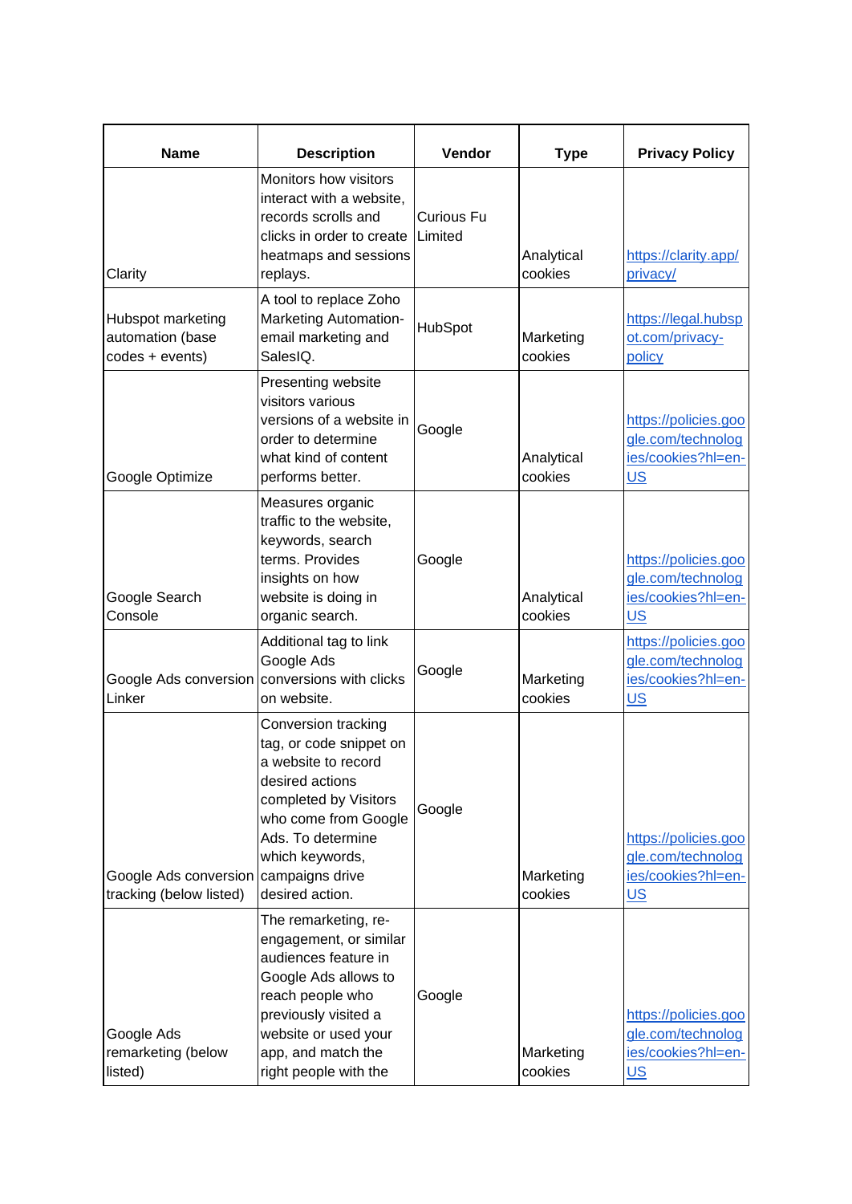| Name | Description | Vendor | Type | Privacy Policy |
| --- | --- | --- | --- | --- |
| Clarity | Monitors how visitors interact with a website, records scrolls and clicks in order to create heatmaps and sessions replays. | Curious Fu Limited | Analytical cookies | https://clarity.app/privacy/ |
| Hubspot marketing automation (base codes + events) | A tool to replace Zoho Marketing Automation- email marketing and SalesIQ. | HubSpot | Marketing cookies | https://legal.hubspot.com/privacy-policy |
| Google Optimize | Presenting website visitors various versions of a website in order to determine what kind of content performs better. | Google | Analytical cookies | https://policies.google.com/technologies/cookies?hl=en-US |
| Google Search Console | Measures organic traffic to the website, keywords, search terms. Provides insights on how website is doing in organic search. | Google | Analytical cookies | https://policies.google.com/technologies/cookies?hl=en-US |
| Google Ads conversion Linker | Additional tag to link Google Ads conversions with clicks on website. | Google | Marketing cookies | https://policies.google.com/technologies/cookies?hl=en-US |
| Google Ads conversion tracking (below listed) | Conversion tracking tag, or code snippet on a website to record desired actions completed by Visitors who come from Google Ads. To determine which keywords, campaigns drive desired action. | Google | Marketing cookies | https://policies.google.com/technologies/cookies?hl=en-US |
| Google Ads remarketing (below listed) | The remarketing, re-engagement, or similar audiences feature in Google Ads allows to reach people who previously visited a website or used your app, and match the right people with the | Google | Marketing cookies | https://policies.google.com/technologies/cookies?hl=en-US |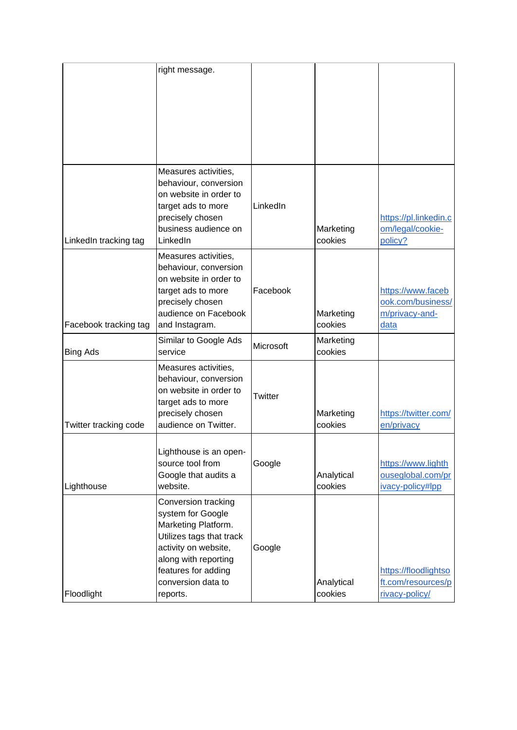| | | | | |
|---|---|---|---|---|
| | right message. | | | |
| LinkedIn tracking tag | Measures activities, behaviour, conversion on website in order to target ads to more precisely chosen business audience on LinkedIn | LinkedIn | Marketing cookies | https://pl.linkedin.com/legal/cookie-policy? |
| Facebook tracking tag | Measures activities, behaviour, conversion on website in order to target ads to more precisely chosen audience on Facebook and Instagram. | Facebook | Marketing cookies | https://www.facebook.com/business/m/privacy-and-data |
| Bing Ads | Similar to Google Ads service | Microsoft | Marketing cookies | |
| Twitter tracking code | Measures activities, behaviour, conversion on website in order to target ads to more precisely chosen audience on Twitter. | Twitter | Marketing cookies | https://twitter.com/en/privacy |
| Lighthouse | Lighthouse is an open-source tool from Google that audits a website. | Google | Analytical cookies | https://www.lighthouseglobal.com/privacy-policy#lpp |
| Floodlight | Conversion tracking system for Google Marketing Platform. Utilizes tags that track activity on website, along with reporting features for adding conversion data to reports. | Google | Analytical cookies | https://floodlightsoft.com/resources/privacy-policy/ |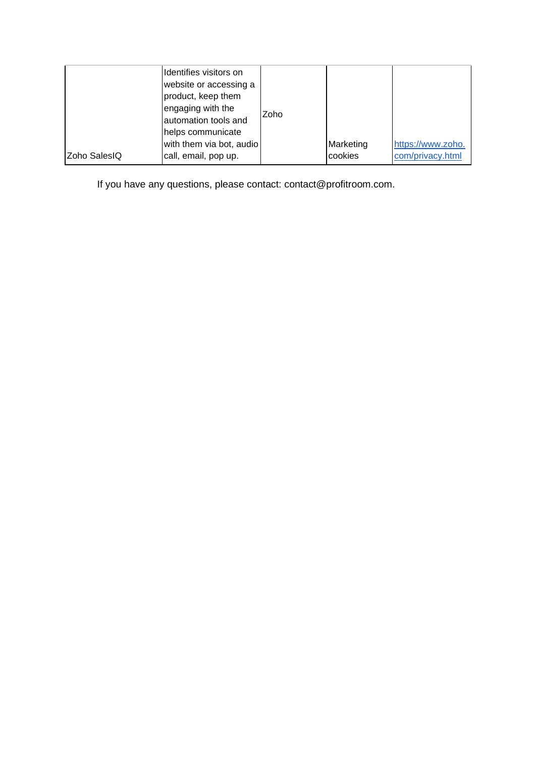| | | | | |
|---|---|---|---|---|
| Zoho SalesIQ | Identifies visitors on website or accessing a product, keep them engaging with the automation tools and helps communicate with them via bot, audio call, email, pop up. | Zoho | Marketing cookies | https://www.zoho.com/privacy.html |

If you have any questions, please contact: contact@profitroom.com.